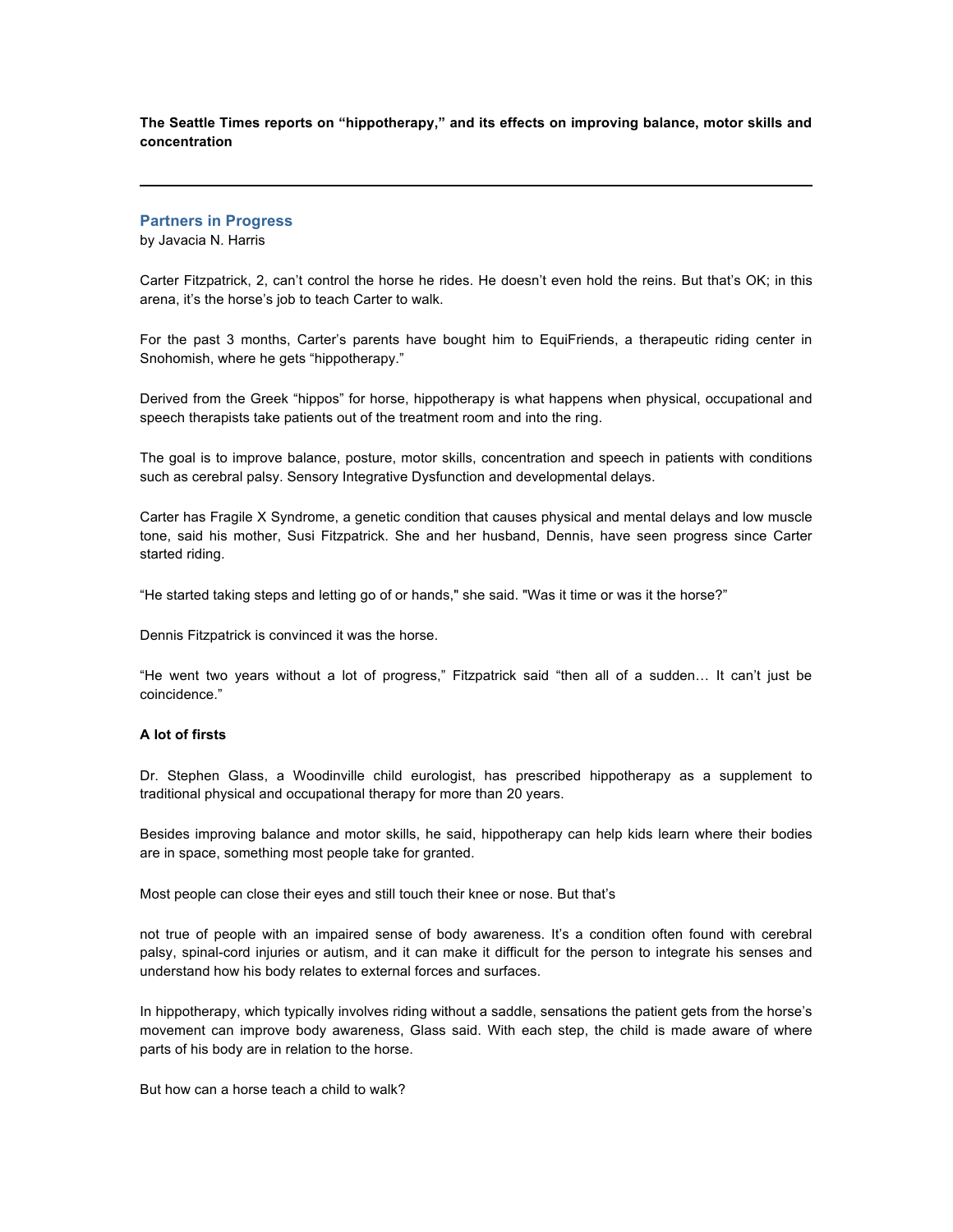**The Seattle Times reports on “hippotherapy,” and its effects on improving balance, motor skills and concentration**

---

## Partners in Progress

by Javacia N. Harris

Carter Fitzpatrick, 2, can’t control the horse he rides. He doesn’t even hold the reins. But that’s OK; in this arena, it’s the horse’s job to teach Carter to walk.

For the past 3 months, Carter’s parents have bought him to EquiFriends, a therapeutic riding center in Snohomish, where he gets “hippotherapy.”

Derived from the Greek “hippos” for horse, hippotherapy is what happens when physical, occupational and speech therapists take patients out of the treatment room and into the ring.

The goal is to improve balance, posture, motor skills, concentration and speech in patients with conditions such as cerebral palsy. Sensory Integrative Dysfunction and developmental delays.

Carter has Fragile X Syndrome, a genetic condition that causes physical and mental delays and low muscle tone, said his mother, Susi Fitzpatrick. She and her husband, Dennis, have seen progress since Carter started riding.

“He started taking steps and letting go of or hands," she said. "Was it time or was it the horse?”

Dennis Fitzpatrick is convinced it was the horse.

“He went two years without a lot of progress,” Fitzpatrick said “then all of a sudden… It can’t just be coincidence.”

**A lot of firsts**

Dr. Stephen Glass, a Woodinville child eurologist, has prescribed hippotherapy as a supplement to traditional physical and occupational therapy for more than 20 years.

Besides improving balance and motor skills, he said, hippotherapy can help kids learn where their bodies are in space, something most people take for granted.

Most people can close their eyes and still touch their knee or nose. But that’s not true of people with an impaired sense of body awareness. It’s a condition often found with cerebral palsy, spinal-cord injuries or autism, and it can make it difficult for the person to integrate his senses and understand how his body relates to external forces and surfaces.

In hippotherapy, which typically involves riding without a saddle, sensations the patient gets from the horse’s movement can improve body awareness, Glass said. With each step, the child is made aware of where parts of his body are in relation to the horse.

But how can a horse teach a child to walk?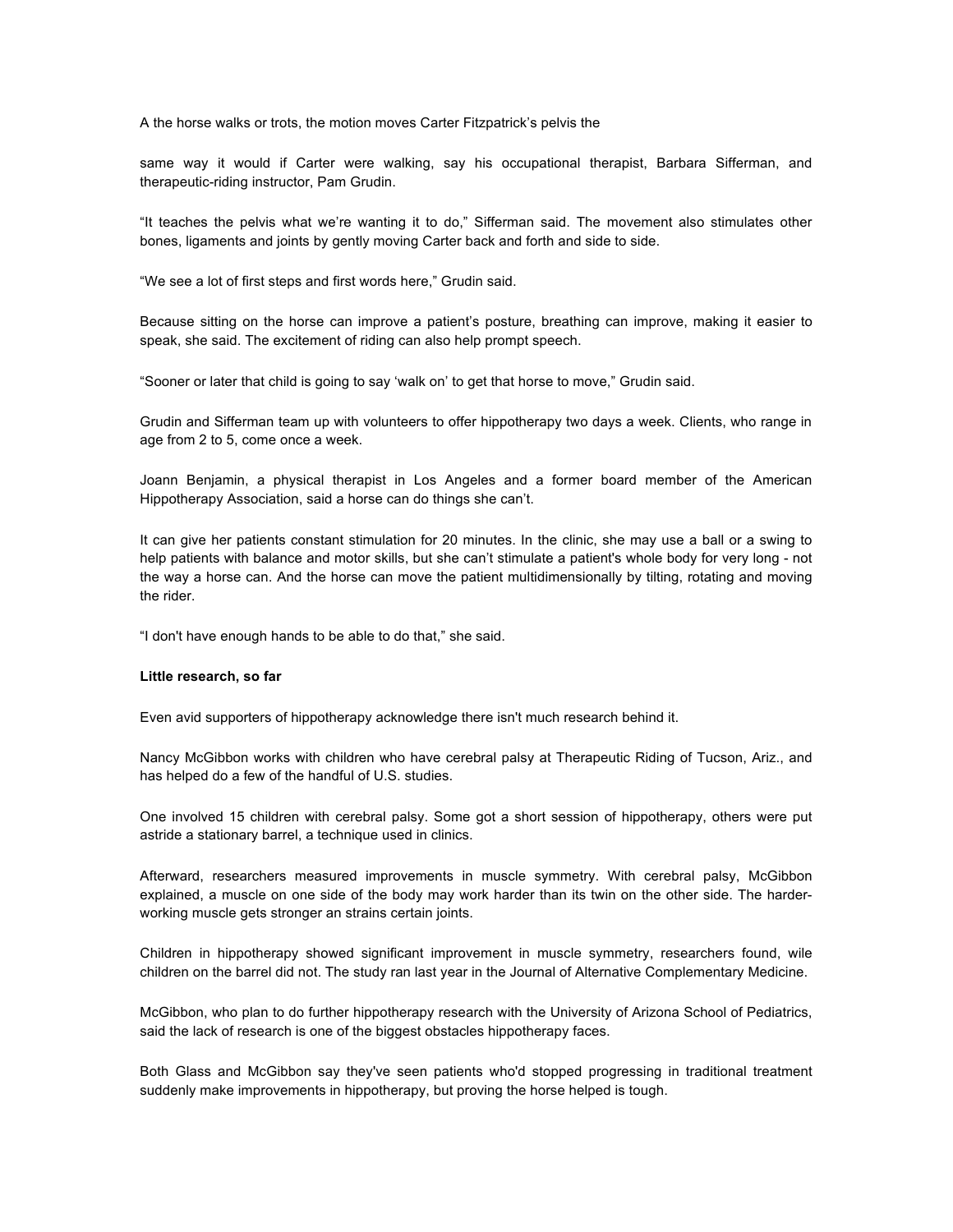A the horse walks or trots, the motion moves Carter Fitzpatrick's pelvis the

same way it would if Carter were walking, say his occupational therapist, Barbara Sifferman, and therapeutic-riding instructor, Pam Grudin.

"It teaches the pelvis what we're wanting it to do," Sifferman said. The movement also stimulates other bones, ligaments and joints by gently moving Carter back and forth and side to side.

"We see a lot of first steps and first words here," Grudin said.

Because sitting on the horse can improve a patient's posture, breathing can improve, making it easier to speak, she said. The excitement of riding can also help prompt speech.

"Sooner or later that child is going to say 'walk on' to get that horse to move," Grudin said.

Grudin and Sifferman team up with volunteers to offer hippotherapy two days a week. Clients, who range in age from 2 to 5, come once a week.

Joann Benjamin, a physical therapist in Los Angeles and a former board member of the American Hippotherapy Association, said a horse can do things she can't.

It can give her patients constant stimulation for 20 minutes. In the clinic, she may use a ball or a swing to help patients with balance and motor skills, but she can't stimulate a patient's whole body for very long - not the way a horse can. And the horse can move the patient multidimensionally by tilting, rotating and moving the rider.

"I don't have enough hands to be able to do that," she said.

**Little research, so far**

Even avid supporters of hippotherapy acknowledge there isn't much research behind it.

Nancy McGibbon works with children who have cerebral palsy at Therapeutic Riding of Tucson, Ariz., and has helped do a few of the handful of U.S. studies.

One involved 15 children with cerebral palsy. Some got a short session of hippotherapy, others were put astride a stationary barrel, a technique used in clinics.

Afterward, researchers measured improvements in muscle symmetry. With cerebral palsy, McGibbon explained, a muscle on one side of the body may work harder than its twin on the other side. The harder-working muscle gets stronger an strains certain joints.

Children in hippotherapy showed significant improvement in muscle symmetry, researchers found, wile children on the barrel did not. The study ran last year in the Journal of Alternative Complementary Medicine.

McGibbon, who plan to do further hippotherapy research with the University of Arizona School of Pediatrics, said the lack of research is one of the biggest obstacles hippotherapy faces.

Both Glass and McGibbon say they've seen patients who'd stopped progressing in traditional treatment suddenly make improvements in hippotherapy, but proving the horse helped is tough.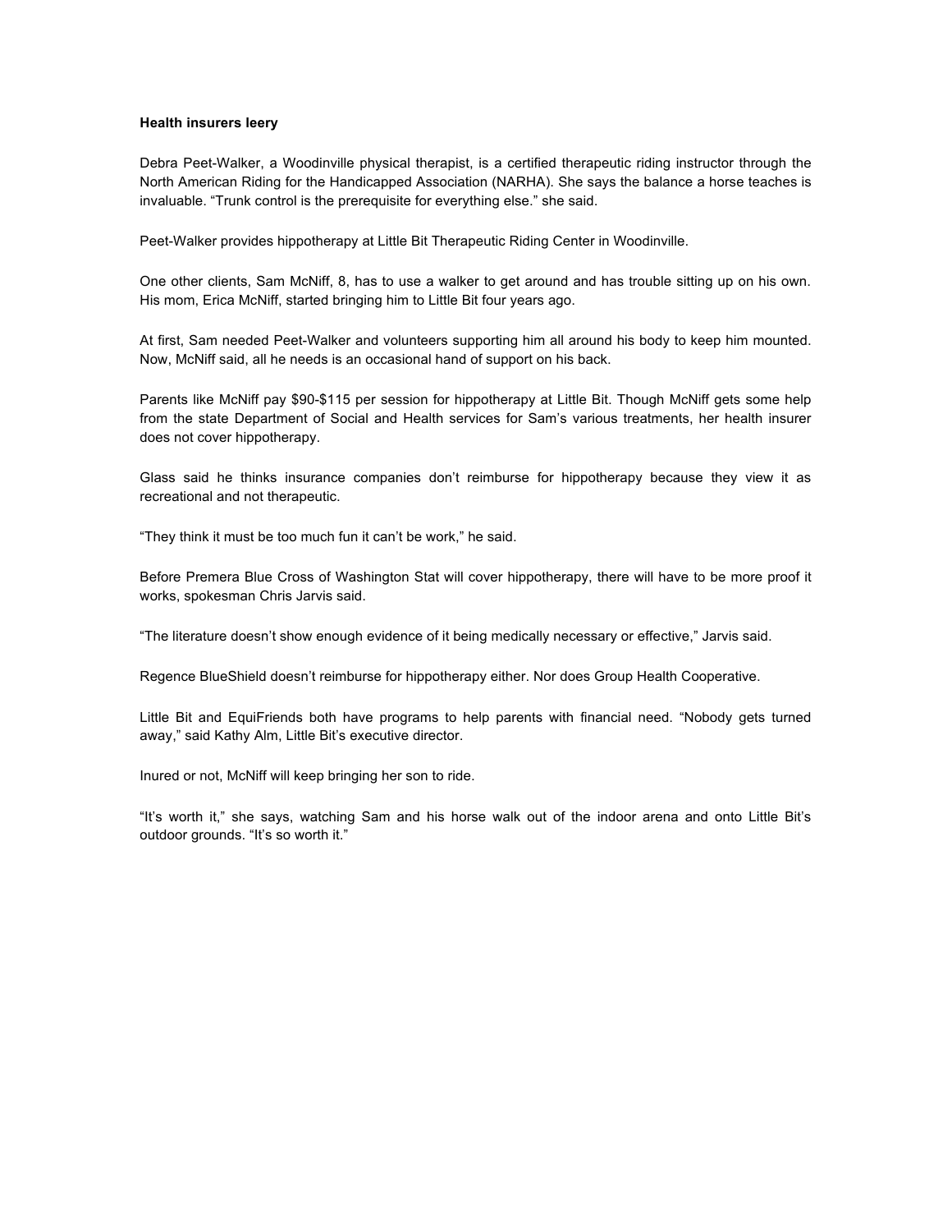**Health insurers leery**

Debra Peet-Walker, a Woodinville physical therapist, is a certified therapeutic riding instructor through the North American Riding for the Handicapped Association (NARHA). She says the balance a horse teaches is invaluable. "Trunk control is the prerequisite for everything else." she said.

Peet-Walker provides hippotherapy at Little Bit Therapeutic Riding Center in Woodinville.

One other clients, Sam McNiff, 8, has to use a walker to get around and has trouble sitting up on his own. His mom, Erica McNiff, started bringing him to Little Bit four years ago.

At first, Sam needed Peet-Walker and volunteers supporting him all around his body to keep him mounted. Now, McNiff said, all he needs is an occasional hand of support on his back.

Parents like McNiff pay $90-$115 per session for hippotherapy at Little Bit. Though McNiff gets some help from the state Department of Social and Health services for Sam's various treatments, her health insurer does not cover hippotherapy.

Glass said he thinks insurance companies don't reimburse for hippotherapy because they view it as recreational and not therapeutic.

"They think it must be too much fun it can't be work," he said.

Before Premera Blue Cross of Washington Stat will cover hippotherapy, there will have to be more proof it works, spokesman Chris Jarvis said.

"The literature doesn't show enough evidence of it being medically necessary or effective," Jarvis said.

Regence BlueShield doesn't reimburse for hippotherapy either. Nor does Group Health Cooperative.

Little Bit and EquiFriends both have programs to help parents with financial need. "Nobody gets turned away," said Kathy Alm, Little Bit's executive director.

Inured or not, McNiff will keep bringing her son to ride.

"It's worth it," she says, watching Sam and his horse walk out of the indoor arena and onto Little Bit's outdoor grounds. "It's so worth it."